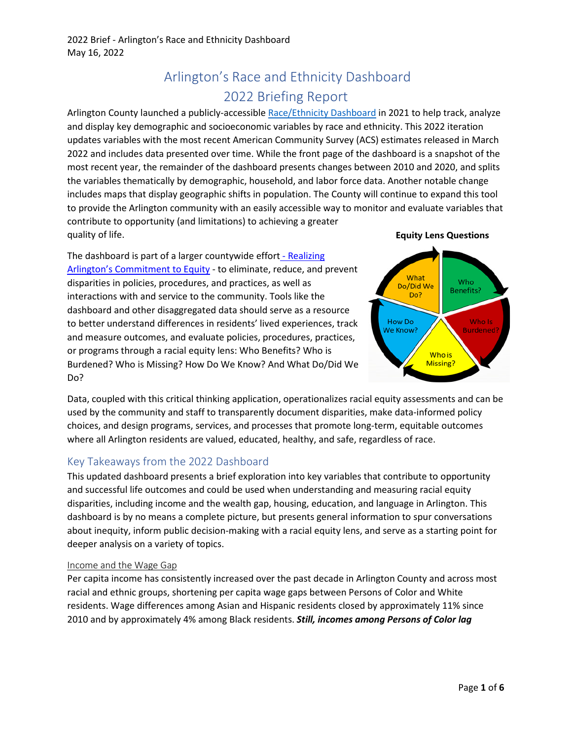2022 Brief - Arlington's Race and Ethnicity Dashboard
May 16, 2022

# Arlington's Race and Ethnicity Dashboard
# 2022 Briefing Report

Arlington County launched a publicly-accessible Race/Ethnicity Dashboard in 2021 to help track, analyze and display key demographic and socioeconomic variables by race and ethnicity. This 2022 iteration updates variables with the most recent American Community Survey (ACS) estimates released in March 2022 and includes data presented over time. While the front page of the dashboard is a snapshot of the most recent year, the remainder of the dashboard presents changes between 2010 and 2020, and splits the variables thematically by demographic, household, and labor force data. Another notable change includes maps that display geographic shifts in population. The County will continue to expand this tool to provide the Arlington community with an easily accessible way to monitor and evaluate variables that contribute to opportunity (and limitations) to achieving a greater quality of life.

**Equity Lens Questions**

What Do/Did We Do? → Who Benefits? → Who Is Burdened? → Who is Missing? → How Do We Know?

The dashboard is part of a larger countywide effort - Realizing Arlington's Commitment to Equity - to eliminate, reduce, and prevent disparities in policies, procedures, and practices, as well as interactions with and service to the community. Tools like the dashboard and other disaggregated data should serve as a resource to better understand differences in residents' lived experiences, track and measure outcomes, and evaluate policies, procedures, practices, or programs through a racial equity lens: Who Benefits? Who is Burdened? Who is Missing? How Do We Know? And What Do/Did We Do?

Data, coupled with this critical thinking application, operationalizes racial equity assessments and can be used by the community and staff to transparently document disparities, make data-informed policy choices, and design programs, services, and processes that promote long-term, equitable outcomes where all Arlington residents are valued, educated, healthy, and safe, regardless of race.

## Key Takeaways from the 2022 Dashboard

This updated dashboard presents a brief exploration into key variables that contribute to opportunity and successful life outcomes and could be used when understanding and measuring racial equity disparities, including income and the wealth gap, housing, education, and language in Arlington. This dashboard is by no means a complete picture, but presents general information to spur conversations about inequity, inform public decision-making with a racial equity lens, and serve as a starting point for deeper analysis on a variety of topics.

### Income and the Wage Gap

Per capita income has consistently increased over the past decade in Arlington County and across most racial and ethnic groups, shortening per capita wage gaps between Persons of Color and White residents. Wage differences among Asian and Hispanic residents closed by approximately 11% since 2010 and by approximately 4% among Black residents. ***Still, incomes among Persons of Color lag***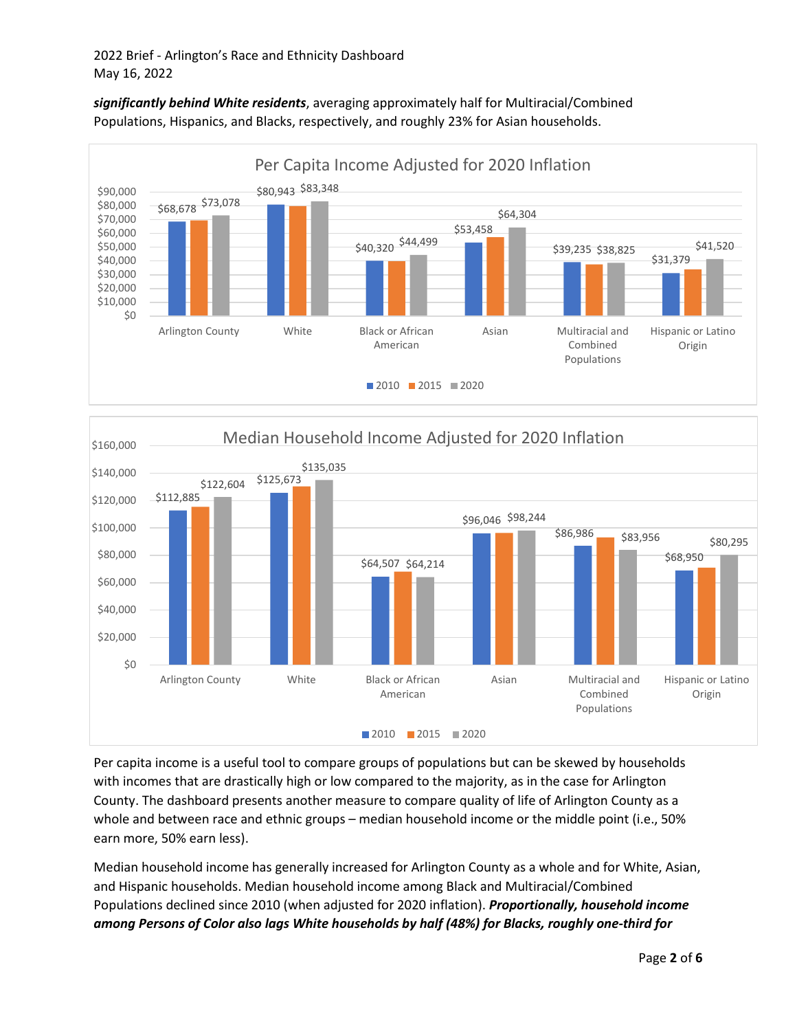***significantly behind White residents***, averaging approximately half for Multiracial/Combined Populations, Hispanics, and Blacks, respectively, and roughly 23% for Asian households.

Per Capita Income Adjusted for 2020 Inflation

Median Household Income Adjusted for 2020 Inflation

Per capita income is a useful tool to compare groups of populations but can be skewed by households with incomes that are drastically high or low compared to the majority, as in the case for Arlington County. The dashboard presents another measure to compare quality of life of Arlington County as a whole and between race and ethnic groups – median household income or the middle point (i.e., 50% earn more, 50% earn less).

Median household income has generally increased for Arlington County as a whole and for White, Asian, and Hispanic households. Median household income among Black and Multiracial/Combined Populations declined since 2010 (when adjusted for 2020 inflation). ***Proportionally, household income among Persons of Color also lags White households by half (48%) for Blacks, roughly one-third for***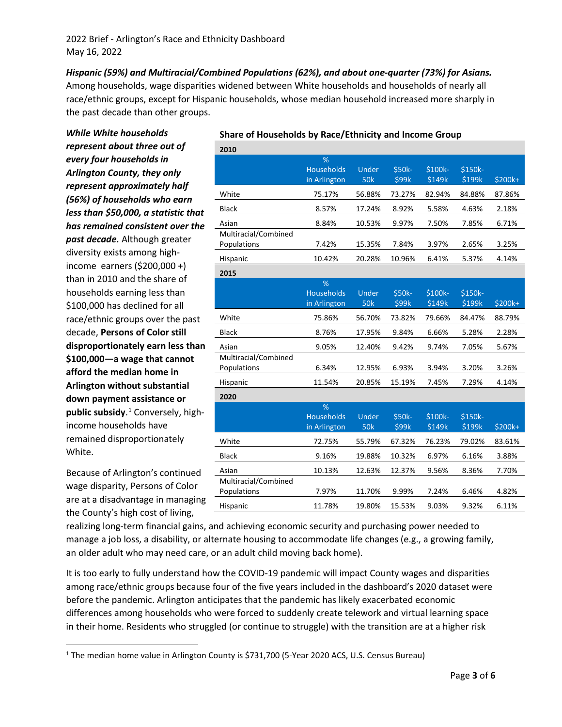*Hispanic (59%) and Multiracial/Combined Populations (62%), and about one-quarter (73%) for Asians.* Among households, wage disparities widened between White households and households of nearly all race/ethnic groups, except for Hispanic households, whose median household increased more sharply in the past decade than other groups.

***While White households represent about three out of every four households in Arlington County, they only represent approximately half (56%) of households who earn less than $50,000, a statistic that has remained consistent over the past decade.*** Although greater diversity exists among high-income earners ($200,000 +) than in 2010 and the share of households earning less than $100,000 has declined for all race/ethnic groups over the past decade, **Persons of Color still disproportionately earn less than $100,000—a wage that cannot afford the median home in Arlington without substantial down payment assistance or public subsidy**.[1] Conversely, high-income households have remained disproportionately White.

**Share of Households by Race/Ethnicity and Income Group**

| **2010** | % Households in Arlington | Under 50k | $50k-$99k | $100k-$149k | $150k-$199k | $200k+ |
|---|---|---|---|---|---|---|
| White | 75.17% | 56.88% | 73.27% | 82.94% | 84.88% | 87.86% |
| Black | 8.57% | 17.24% | 8.92% | 5.58% | 4.63% | 2.18% |
| Asian | 8.84% | 10.53% | 9.97% | 7.50% | 7.85% | 6.71% |
| Multiracial/Combined Populations | 7.42% | 15.35% | 7.84% | 3.97% | 2.65% | 3.25% |
| Hispanic | 10.42% | 20.28% | 10.96% | 6.41% | 5.37% | 4.14% |
| **2015** | % Households in Arlington | Under 50k | $50k-$99k | $100k-$149k | $150k-$199k | $200k+ |
| White | 75.86% | 56.70% | 73.82% | 79.66% | 84.47% | 88.79% |
| Black | 8.76% | 17.95% | 9.84% | 6.66% | 5.28% | 2.28% |
| Asian | 9.05% | 12.40% | 9.42% | 9.74% | 7.05% | 5.67% |
| Multiracial/Combined Populations | 6.34% | 12.95% | 6.93% | 3.94% | 3.20% | 3.26% |
| Hispanic | 11.54% | 20.85% | 15.19% | 7.45% | 7.29% | 4.14% |
| **2020** | % Households in Arlington | Under 50k | $50k-$99k | $100k-$149k | $150k-$199k | $200k+ |
| White | 72.75% | 55.79% | 67.32% | 76.23% | 79.02% | 83.61% |
| Black | 9.16% | 19.88% | 10.32% | 6.97% | 6.16% | 3.88% |
| Asian | 10.13% | 12.63% | 12.37% | 9.56% | 8.36% | 7.70% |
| Multiracial/Combined Populations | 7.97% | 11.70% | 9.99% | 7.24% | 6.46% | 4.82% |
| Hispanic | 11.78% | 19.80% | 15.53% | 9.03% | 9.32% | 6.11% |

Because of Arlington's continued wage disparity, Persons of Color are at a disadvantage in managing the County's high cost of living, realizing long-term financial gains, and achieving economic security and purchasing power needed to manage a job loss, a disability, or alternate housing to accommodate life changes (e.g., a growing family, an older adult who may need care, or an adult child moving back home).

It is too early to fully understand how the COVID-19 pandemic will impact County wages and disparities among race/ethnic groups because four of the five years included in the dashboard's 2020 dataset were before the pandemic. Arlington anticipates that the pandemic has likely exacerbated economic differences among households who were forced to suddenly create telework and virtual learning space in their home. Residents who struggled (or continue to struggle) with the transition are at a higher risk

[1] The median home value in Arlington County is $731,700 (5-Year 2020 ACS, U.S. Census Bureau)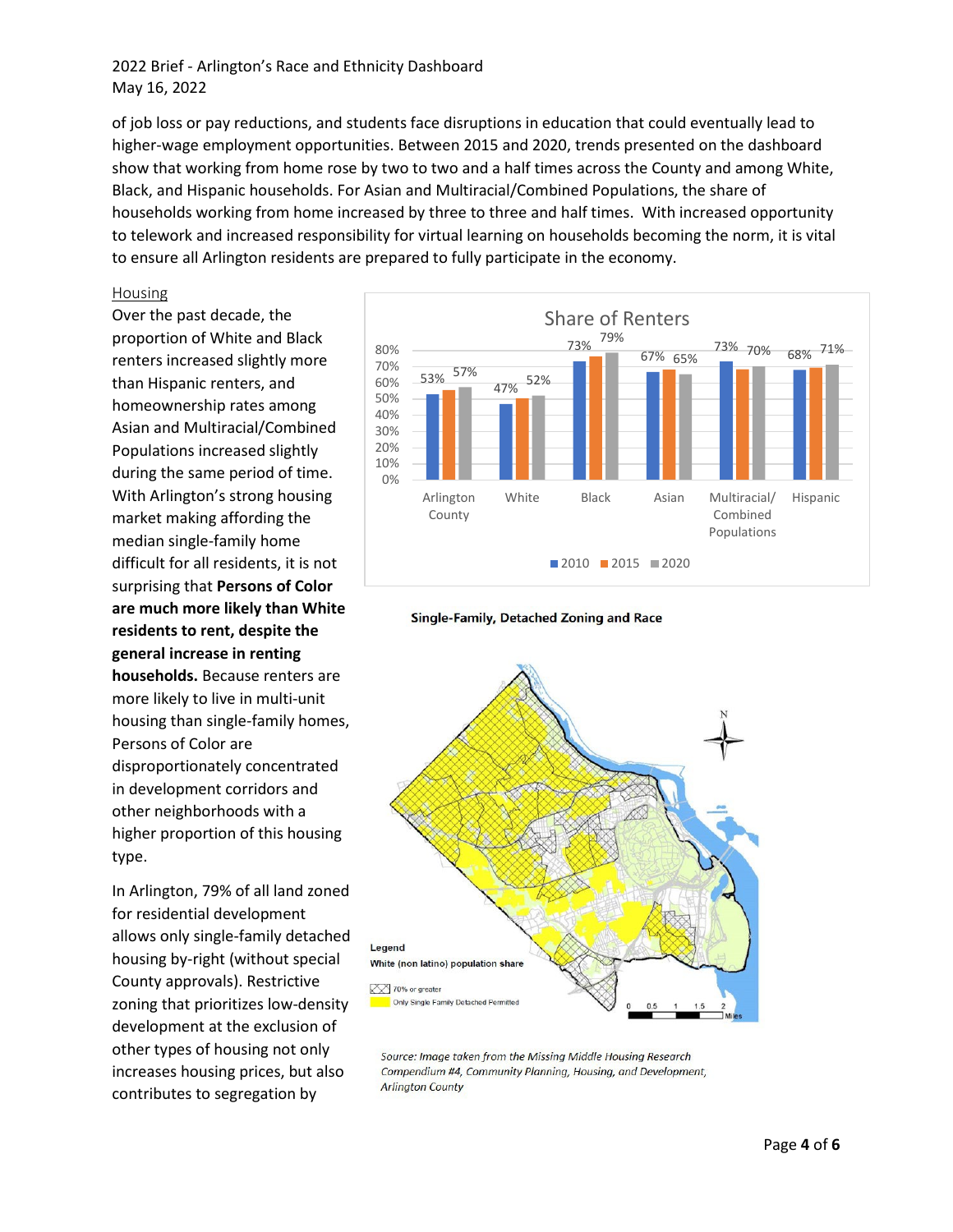of job loss or pay reductions, and students face disruptions in education that could eventually lead to higher-wage employment opportunities. Between 2015 and 2020, trends presented on the dashboard show that working from home rose by two to two and a half times across the County and among White, Black, and Hispanic households. For Asian and Multiracial/Combined Populations, the share of households working from home increased by three to three and half times. With increased opportunity to telework and increased responsibility for virtual learning on households becoming the norm, it is vital to ensure all Arlington residents are prepared to fully participate in the economy.

## Housing

Over the past decade, the proportion of White and Black renters increased slightly more than Hispanic renters, and homeownership rates among Asian and Multiracial/Combined Populations increased slightly during the same period of time. With Arlington's strong housing market making affording the median single-family home difficult for all residents, it is not surprising that **Persons of Color are much more likely than White residents to rent, despite the general increase in renting households.** Because renters are more likely to live in multi-unit housing than single-family homes, Persons of Color are disproportionately concentrated in development corridors and other neighborhoods with a higher proportion of this housing type.

**Share of Renters**

| | 2010 | 2015 | 2020 |
|---|---|---|---|
| Arlington County | 53% | | 57% |
| White | 47% | | 52% |
| Black | 73% | | 79% |
| Asian | 67% | | 65% |
| Multiracial/ Combined Populations | 73% | | 70% |
| Hispanic | 68% | | 71% |

**Single-Family, Detached Zoning and Race**

Legend
White (non latino) population share
70% or greater
Only Single Family Detached Permitted

*Source: Image taken from the Missing Middle Housing Research Compendium #4, Community Planning, Housing, and Development, Arlington County*

In Arlington, 79% of all land zoned for residential development allows only single-family detached housing by-right (without special County approvals). Restrictive zoning that prioritizes low-density development at the exclusion of other types of housing not only increases housing prices, but also contributes to segregation by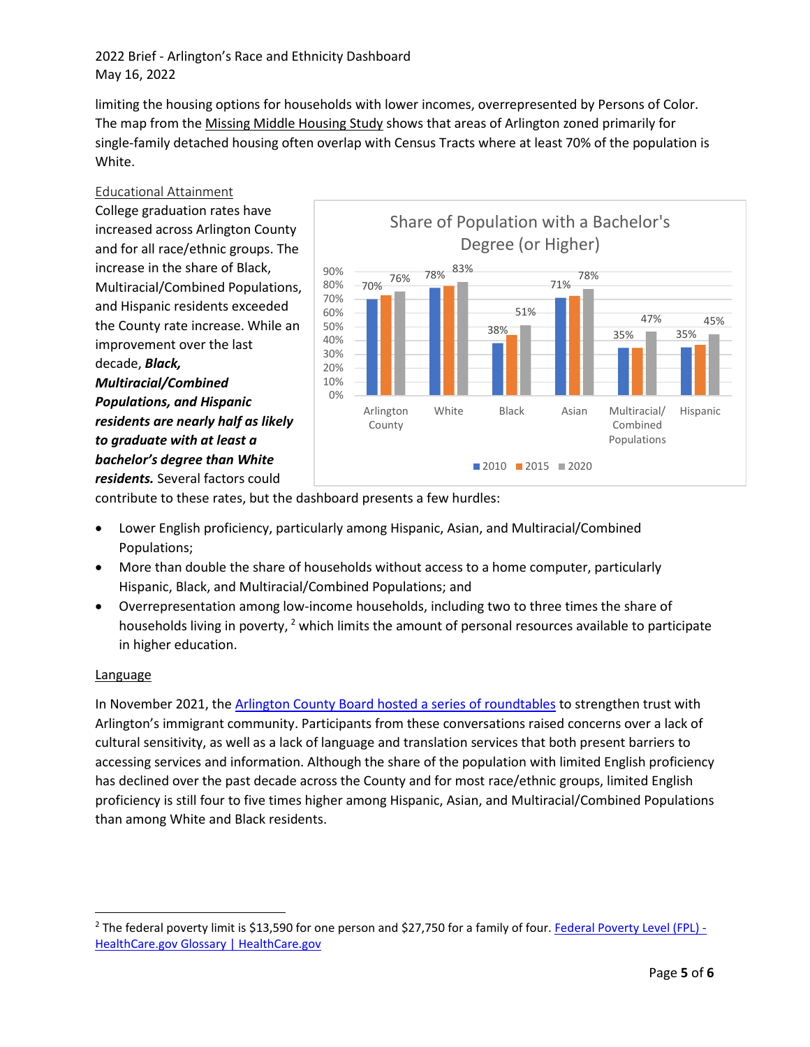limiting the housing options for households with lower incomes, overrepresented by Persons of Color. The map from the Missing Middle Housing Study shows that areas of Arlington zoned primarily for single-family detached housing often overlap with Census Tracts where at least 70% of the population is White.

### Educational Attainment

College graduation rates have increased across Arlington County and for all race/ethnic groups. The increase in the share of Black, Multiracial/Combined Populations, and Hispanic residents exceeded the County rate increase. While an improvement over the last decade, ***Black, Multiracial/Combined Populations, and Hispanic residents are nearly half as likely to graduate with at least a bachelor's degree than White residents.*** Several factors could contribute to these rates, but the dashboard presents a few hurdles:

**Share of Population with a Bachelor's Degree (or Higher)**

| | 2010 | 2015 | 2020 |
|---|---|---|---|
| Arlington County | 70% | | 76% |
| White | 78% | | 83% |
| Black | 38% | | 51% |
| Asian | 71% | | 78% |
| Multiracial/ Combined Populations | 35% | | 47% |
| Hispanic | 35% | | 45% |

- Lower English proficiency, particularly among Hispanic, Asian, and Multiracial/Combined Populations;
- More than double the share of households without access to a home computer, particularly Hispanic, Black, and Multiracial/Combined Populations; and
- Overrepresentation among low-income households, including two to three times the share of households living in poverty, [2] which limits the amount of personal resources available to participate in higher education.

### Language

In November 2021, the Arlington County Board hosted a series of roundtables to strengthen trust with Arlington's immigrant community. Participants from these conversations raised concerns over a lack of cultural sensitivity, as well as a lack of language and translation services that both present barriers to accessing services and information. Although the share of the population with limited English proficiency has declined over the past decade across the County and for most race/ethnic groups, limited English proficiency is still four to five times higher among Hispanic, Asian, and Multiracial/Combined Populations than among White and Black residents.

---

[2] The federal poverty limit is $13,590 for one person and $27,750 for a family of four. Federal Poverty Level (FPL) - HealthCare.gov Glossary | HealthCare.gov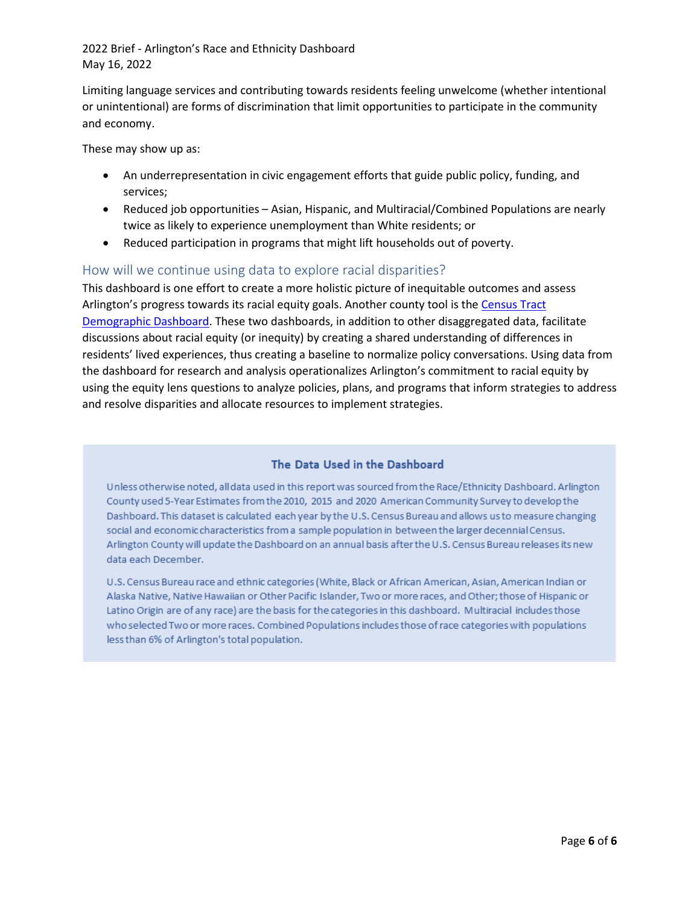Limiting language services and contributing towards residents feeling unwelcome (whether intentional or unintentional) are forms of discrimination that limit opportunities to participate in the community and economy.

These may show up as:

- An underrepresentation in civic engagement efforts that guide public policy, funding, and services;
- Reduced job opportunities – Asian, Hispanic, and Multiracial/Combined Populations are nearly twice as likely to experience unemployment than White residents; or
- Reduced participation in programs that might lift households out of poverty.

## How will we continue using data to explore racial disparities?

This dashboard is one effort to create a more holistic picture of inequitable outcomes and assess Arlington's progress towards its racial equity goals. Another county tool is the Census Tract Demographic Dashboard. These two dashboards, in addition to other disaggregated data, facilitate discussions about racial equity (or inequity) by creating a shared understanding of differences in residents' lived experiences, thus creating a baseline to normalize policy conversations. Using data from the dashboard for research and analysis operationalizes Arlington's commitment to racial equity by using the equity lens questions to analyze policies, plans, and programs that inform strategies to address and resolve disparities and allocate resources to implement strategies.

### The Data Used in the Dashboard

Unless otherwise noted, all data used in this report was sourced from the Race/Ethnicity Dashboard. Arlington County used 5-Year Estimates from the 2010, 2015 and 2020 American Community Survey to develop the Dashboard. This dataset is calculated each year by the U.S. Census Bureau and allows us to measure changing social and economic characteristics from a sample population in between the larger decennial Census. Arlington County will update the Dashboard on an annual basis after the U.S. Census Bureau releases its new data each December.

U.S. Census Bureau race and ethnic categories (White, Black or African American, Asian, American Indian or Alaska Native, Native Hawaiian or Other Pacific Islander, Two or more races, and Other; those of Hispanic or Latino Origin are of any race) are the basis for the categories in this dashboard. Multiracial includes those who selected Two or more races. Combined Populations includes those of race categories with populations less than 6% of Arlington's total population.